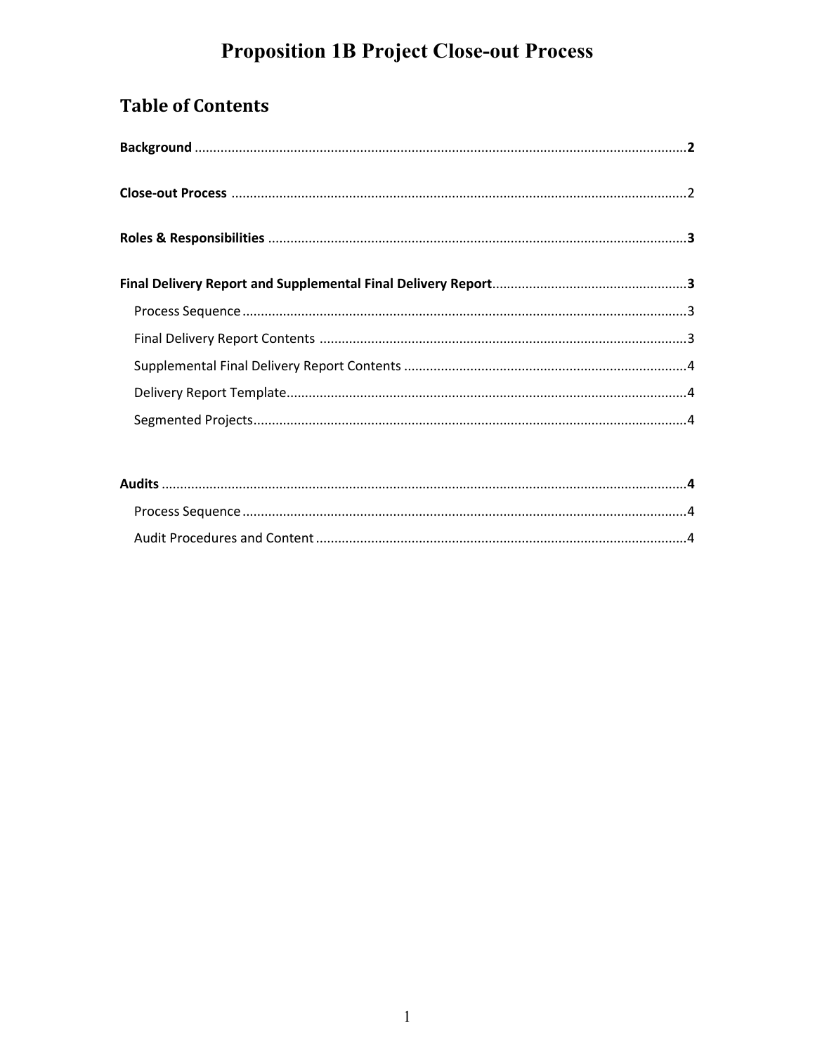# Proposition 1B Project Close-out Process

## Table of Contents

**Background** .................................................................................................................................... **2**

**Close-out Process** ........................................................................................................................... 2

**Roles & Responsibilities** ................................................................................................................. **3**

**Final Delivery Report and Supplemental Final Delivery Report**..................................................... **3**

- Process Sequence ........................................................................................................................ 3
- Final Delivery Report Contents .................................................................................................... 3
- Supplemental Final Delivery Report Contents ............................................................................ 4
- Delivery Report Template............................................................................................................ 4
- Segmented Projects...................................................................................................................... 4

**Audits** ............................................................................................................................................. **4**

- Process Sequence ........................................................................................................................ 4
- Audit Procedures and Content .................................................................................................... 4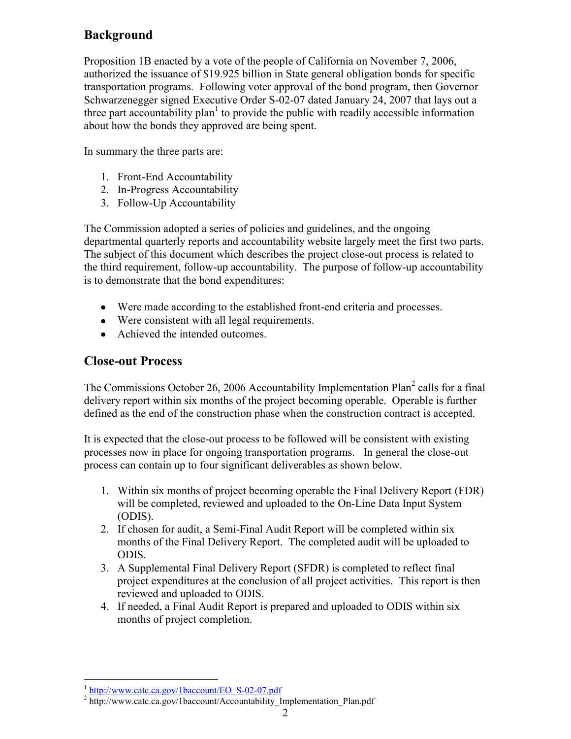## Background

Proposition 1B enacted by a vote of the people of California on November 7, 2006, authorized the issuance of $19.925 billion in State general obligation bonds for specific transportation programs. Following voter approval of the bond program, then Governor Schwarzenegger signed Executive Order S-02-07 dated January 24, 2007 that lays out a three part accountability plan[1] to provide the public with readily accessible information about how the bonds they approved are being spent.

In summary the three parts are:

1. Front-End Accountability
2. In-Progress Accountability
3. Follow-Up Accountability

The Commission adopted a series of policies and guidelines, and the ongoing departmental quarterly reports and accountability website largely meet the first two parts. The subject of this document which describes the project close-out process is related to the third requirement, follow-up accountability. The purpose of follow-up accountability is to demonstrate that the bond expenditures:

- Were made according to the established front-end criteria and processes.
- Were consistent with all legal requirements.
- Achieved the intended outcomes.

## Close-out Process

The Commissions October 26, 2006 Accountability Implementation Plan[2] calls for a final delivery report within six months of the project becoming operable. Operable is further defined as the end of the construction phase when the construction contract is accepted.

It is expected that the close-out process to be followed will be consistent with existing processes now in place for ongoing transportation programs. In general the close-out process can contain up to four significant deliverables as shown below.

1. Within six months of project becoming operable the Final Delivery Report (FDR) will be completed, reviewed and uploaded to the On-Line Data Input System (ODIS).
2. If chosen for audit, a Semi-Final Audit Report will be completed within six months of the Final Delivery Report. The completed audit will be uploaded to ODIS.
3. A Supplemental Final Delivery Report (SFDR) is completed to reflect final project expenditures at the conclusion of all project activities. This report is then reviewed and uploaded to ODIS.
4. If needed, a Final Audit Report is prepared and uploaded to ODIS within six months of project completion.

---

[1] http://www.catc.ca.gov/1baccount/EO_S-02-07.pdf

[2] http://www.catc.ca.gov/1baccount/Accountability_Implementation_Plan.pdf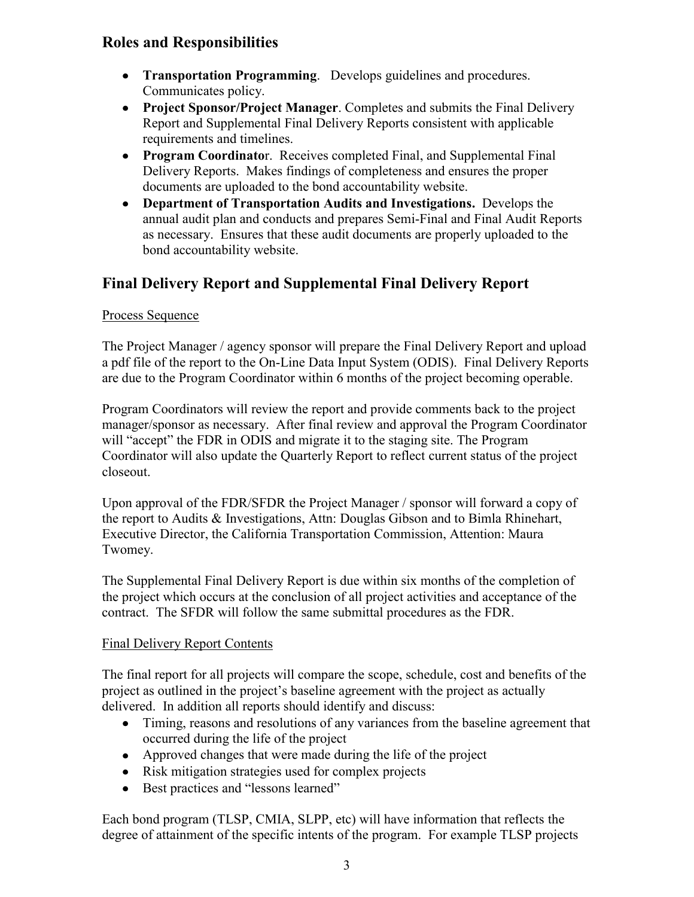## Roles and Responsibilities

- **Transportation Programming**. Develops guidelines and procedures. Communicates policy.
- **Project Sponsor/Project Manager**. Completes and submits the Final Delivery Report and Supplemental Final Delivery Reports consistent with applicable requirements and timelines.
- **Program Coordinator**. Receives completed Final, and Supplemental Final Delivery Reports. Makes findings of completeness and ensures the proper documents are uploaded to the bond accountability website.
- **Department of Transportation Audits and Investigations.** Develops the annual audit plan and conducts and prepares Semi-Final and Final Audit Reports as necessary. Ensures that these audit documents are properly uploaded to the bond accountability website.

## Final Delivery Report and Supplemental Final Delivery Report

Process Sequence

The Project Manager / agency sponsor will prepare the Final Delivery Report and upload a pdf file of the report to the On-Line Data Input System (ODIS). Final Delivery Reports are due to the Program Coordinator within 6 months of the project becoming operable.

Program Coordinators will review the report and provide comments back to the project manager/sponsor as necessary. After final review and approval the Program Coordinator will "accept" the FDR in ODIS and migrate it to the staging site. The Program Coordinator will also update the Quarterly Report to reflect current status of the project closeout.

Upon approval of the FDR/SFDR the Project Manager / sponsor will forward a copy of the report to Audits & Investigations, Attn: Douglas Gibson and to Bimla Rhinehart, Executive Director, the California Transportation Commission, Attention: Maura Twomey.

The Supplemental Final Delivery Report is due within six months of the completion of the project which occurs at the conclusion of all project activities and acceptance of the contract. The SFDR will follow the same submittal procedures as the FDR.

Final Delivery Report Contents

The final report for all projects will compare the scope, schedule, cost and benefits of the project as outlined in the project's baseline agreement with the project as actually delivered. In addition all reports should identify and discuss:

- Timing, reasons and resolutions of any variances from the baseline agreement that occurred during the life of the project
- Approved changes that were made during the life of the project
- Risk mitigation strategies used for complex projects
- Best practices and "lessons learned"

Each bond program (TLSP, CMIA, SLPP, etc) will have information that reflects the degree of attainment of the specific intents of the program. For example TLSP projects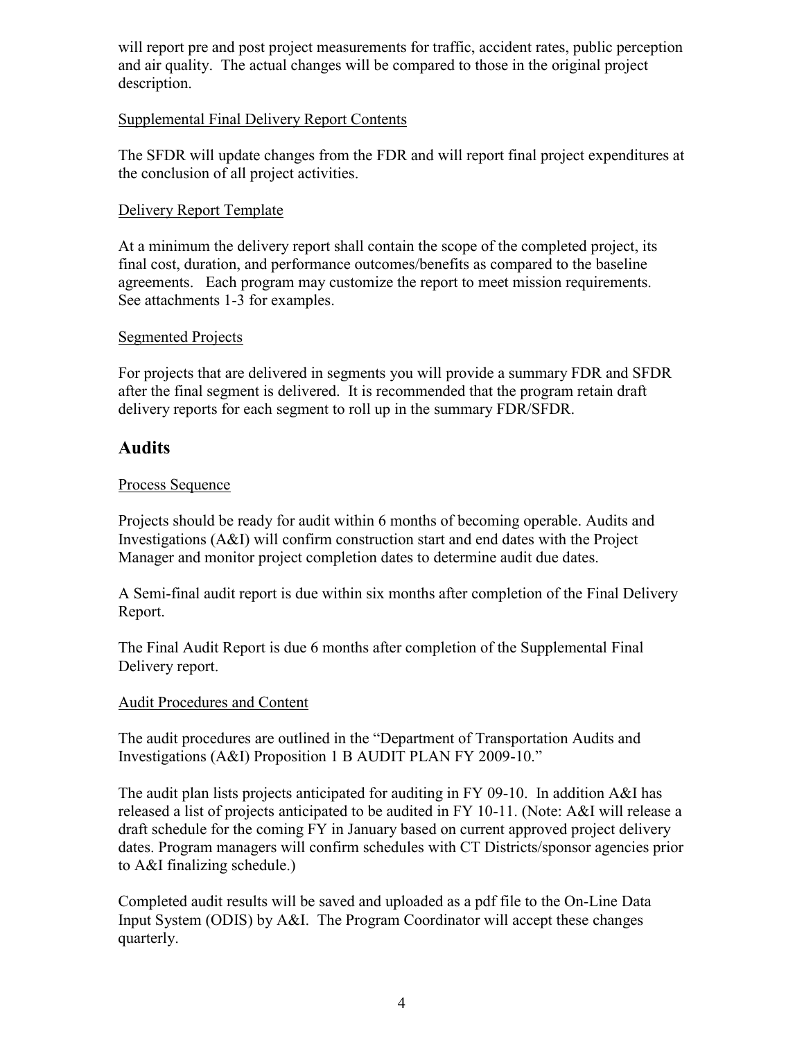will report pre and post project measurements for traffic, accident rates, public perception and air quality. The actual changes will be compared to those in the original project description.

Supplemental Final Delivery Report Contents

The SFDR will update changes from the FDR and will report final project expenditures at the conclusion of all project activities.

Delivery Report Template

At a minimum the delivery report shall contain the scope of the completed project, its final cost, duration, and performance outcomes/benefits as compared to the baseline agreements. Each program may customize the report to meet mission requirements. See attachments 1-3 for examples.

Segmented Projects

For projects that are delivered in segments you will provide a summary FDR and SFDR after the final segment is delivered. It is recommended that the program retain draft delivery reports for each segment to roll up in the summary FDR/SFDR.

## Audits

Process Sequence

Projects should be ready for audit within 6 months of becoming operable. Audits and Investigations (A&I) will confirm construction start and end dates with the Project Manager and monitor project completion dates to determine audit due dates.

A Semi-final audit report is due within six months after completion of the Final Delivery Report.

The Final Audit Report is due 6 months after completion of the Supplemental Final Delivery report.

Audit Procedures and Content

The audit procedures are outlined in the "Department of Transportation Audits and Investigations (A&I) Proposition 1 B AUDIT PLAN FY 2009-10."

The audit plan lists projects anticipated for auditing in FY 09-10. In addition A&I has released a list of projects anticipated to be audited in FY 10-11. (Note: A&I will release a draft schedule for the coming FY in January based on current approved project delivery dates. Program managers will confirm schedules with CT Districts/sponsor agencies prior to A&I finalizing schedule.)

Completed audit results will be saved and uploaded as a pdf file to the On-Line Data Input System (ODIS) by A&I. The Program Coordinator will accept these changes quarterly.